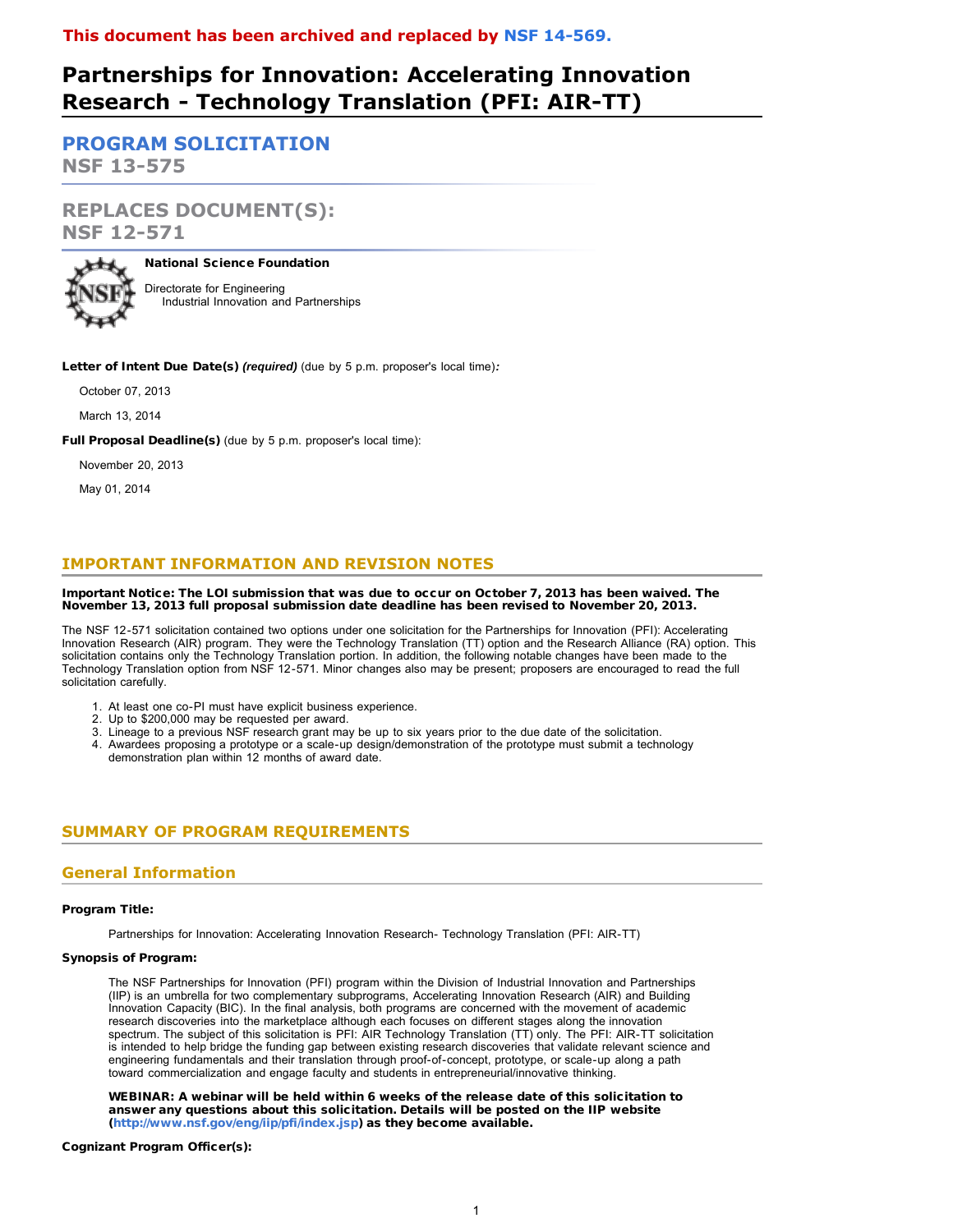**This document has been archived and replaced by NSF 14-569.**

# Partnerships for Innovation: Accelerating Innovation Research - Technology Translation (PFI: AIR-TT)

## PROGRAM SOLICITATION
**NSF 13-575**

## REPLACES DOCUMENT(S):
**NSF 12-571**

**National Science Foundation**

Directorate for Engineering
    Industrial Innovation and Partnerships

**Letter of Intent Due Date(s)** ***(required)*** (due by 5 p.m. proposer's local time)***:***

October 07, 2013

March 13, 2014

**Full Proposal Deadline(s)** (due by 5 p.m. proposer's local time):

November 20, 2013

May 01, 2014

## IMPORTANT INFORMATION AND REVISION NOTES

**Important Notice: The LOI submission that was due to occur on October 7, 2013 has been waived. The November 13, 2013 full proposal submission date deadline has been revised to November 20, 2013.**

The NSF 12-571 solicitation contained two options under one solicitation for the Partnerships for Innovation (PFI): Accelerating Innovation Research (AIR) program. They were the Technology Translation (TT) option and the Research Alliance (RA) option. This solicitation contains only the Technology Translation portion. In addition, the following notable changes have been made to the Technology Translation option from NSF 12-571. Minor changes also may be present; proposers are encouraged to read the full solicitation carefully.

1. At least one co-PI must have explicit business experience.
2. Up to $200,000 may be requested per award.
3. Lineage to a previous NSF research grant may be up to six years prior to the due date of the solicitation.
4. Awardees proposing a prototype or a scale-up design/demonstration of the prototype must submit a technology demonstration plan within 12 months of award date.

## SUMMARY OF PROGRAM REQUIREMENTS

### General Information

**Program Title:**

Partnerships for Innovation: Accelerating Innovation Research- Technology Translation (PFI: AIR-TT)

**Synopsis of Program:**

The NSF Partnerships for Innovation (PFI) program within the Division of Industrial Innovation and Partnerships (IIP) is an umbrella for two complementary subprograms, Accelerating Innovation Research (AIR) and Building Innovation Capacity (BIC). In the final analysis, both programs are concerned with the movement of academic research discoveries into the marketplace although each focuses on different stages along the innovation spectrum. The subject of this solicitation is PFI: AIR Technology Translation (TT) only. The PFI: AIR-TT solicitation is intended to help bridge the funding gap between existing research discoveries that validate relevant science and engineering fundamentals and their translation through proof-of-concept, prototype, or scale-up along a path toward commercialization and engage faculty and students in entrepreneurial/innovative thinking.

**WEBINAR: A webinar will be held within 6 weeks of the release date of this solicitation to answer any questions about this solicitation. Details will be posted on the IIP website (http://www.nsf.gov/eng/iip/pfi/index.jsp) as they become available.**

**Cognizant Program Officer(s):**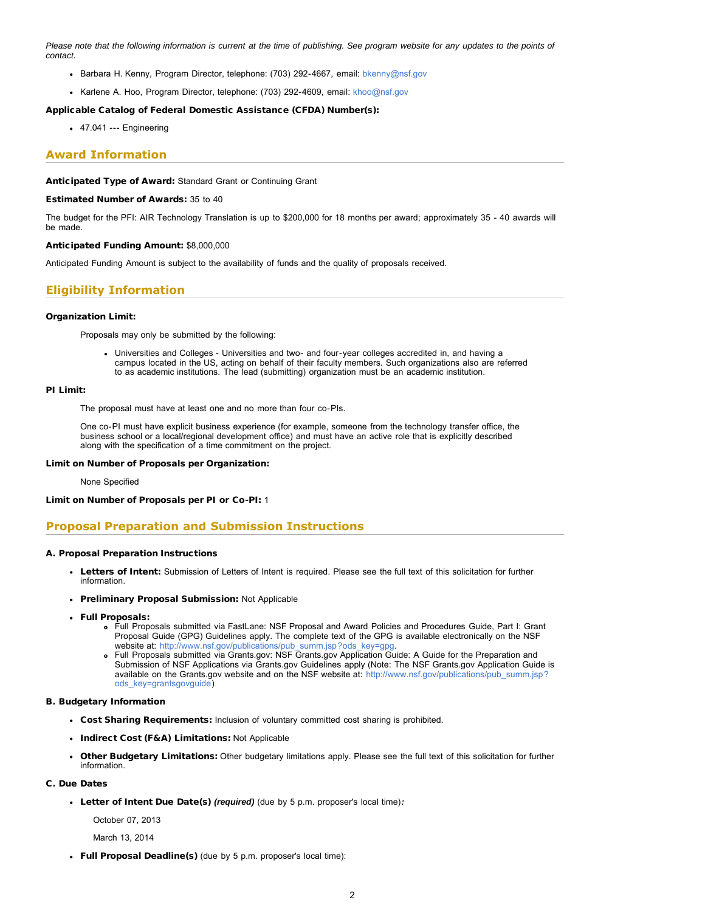*Please note that the following information is current at the time of publishing. See program website for any updates to the points of contact.*

- Barbara H. Kenny, Program Director, telephone: (703) 292-4667, email: bkenny@nsf.gov
- Karlene A. Hoo, Program Director, telephone: (703) 292-4609, email: khoo@nsf.gov

**Applicable Catalog of Federal Domestic Assistance (CFDA) Number(s):**

- 47.041 --- Engineering

## Award Information

**Anticipated Type of Award:** Standard Grant or Continuing Grant

**Estimated Number of Awards:** 35 to 40

The budget for the PFI: AIR Technology Translation is up to $200,000 for 18 months per award; approximately 35 - 40 awards will be made.

**Anticipated Funding Amount:** $8,000,000

Anticipated Funding Amount is subject to the availability of funds and the quality of proposals received.

## Eligibility Information

**Organization Limit:**

Proposals may only be submitted by the following:

- Universities and Colleges - Universities and two- and four-year colleges accredited in, and having a campus located in the US, acting on behalf of their faculty members. Such organizations also are referred to as academic institutions. The lead (submitting) organization must be an academic institution.

**PI Limit:**

The proposal must have at least one and no more than four co-PIs.

One co-PI must have explicit business experience (for example, someone from the technology transfer office, the business school or a local/regional development office) and must have an active role that is explicitly described along with the specification of a time commitment on the project.

**Limit on Number of Proposals per Organization:**

None Specified

**Limit on Number of Proposals per PI or Co-PI:** 1

## Proposal Preparation and Submission Instructions

### A. Proposal Preparation Instructions

- **Letters of Intent:** Submission of Letters of Intent is required. Please see the full text of this solicitation for further information.
- **Preliminary Proposal Submission:** Not Applicable
- **Full Proposals:**
  - Full Proposals submitted via FastLane: NSF Proposal and Award Policies and Procedures Guide, Part I: Grant Proposal Guide (GPG) Guidelines apply. The complete text of the GPG is available electronically on the NSF website at: http://www.nsf.gov/publications/pub_summ.jsp?ods_key=gpg.
  - Full Proposals submitted via Grants.gov: NSF Grants.gov Application Guide: A Guide for the Preparation and Submission of NSF Applications via Grants.gov Guidelines apply (Note: The NSF Grants.gov Application Guide is available on the Grants.gov website and on the NSF website at: http://www.nsf.gov/publications/pub_summ.jsp?ods_key=grantsgovguide)

### B. Budgetary Information

- **Cost Sharing Requirements:** Inclusion of voluntary committed cost sharing is prohibited.
- **Indirect Cost (F&A) Limitations:** Not Applicable
- **Other Budgetary Limitations:** Other budgetary limitations apply. Please see the full text of this solicitation for further information.

### C. Due Dates

- **Letter of Intent Due Date(s)** ***(required)*** (due by 5 p.m. proposer's local time)***:***

  October 07, 2013

  March 13, 2014

- **Full Proposal Deadline(s)** (due by 5 p.m. proposer's local time):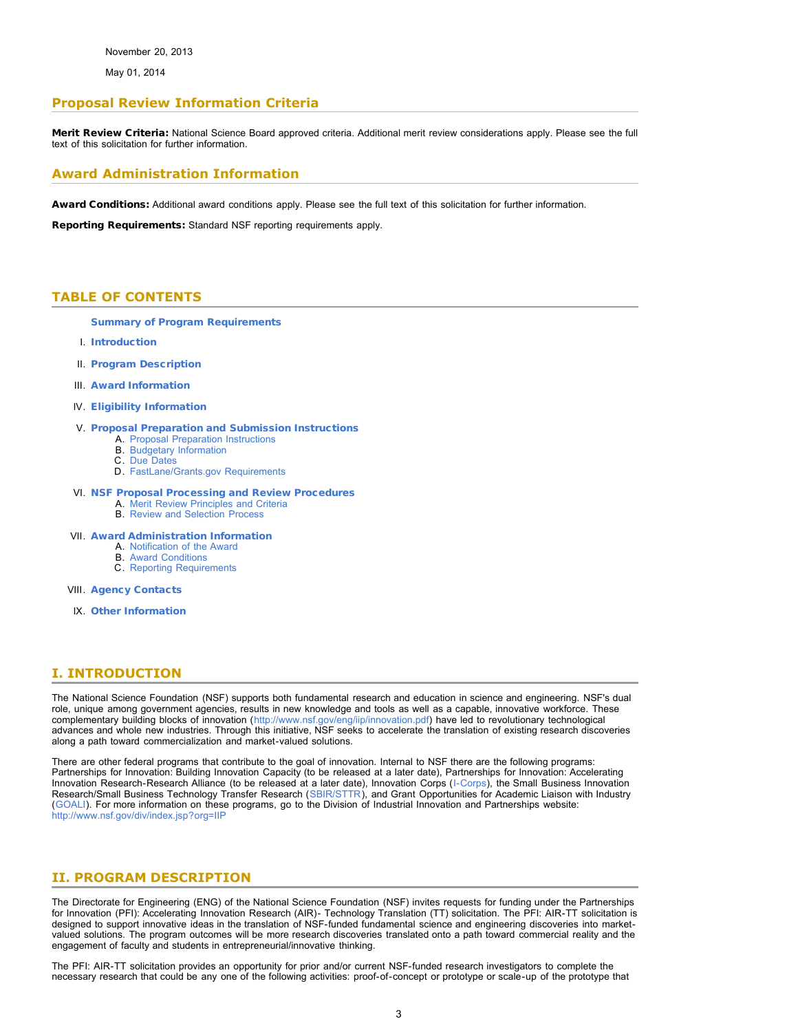November 20, 2013

May 01, 2014

## Proposal Review Information Criteria

**Merit Review Criteria:** National Science Board approved criteria. Additional merit review considerations apply. Please see the full text of this solicitation for further information.

## Award Administration Information

**Award Conditions:** Additional award conditions apply. Please see the full text of this solicitation for further information.

**Reporting Requirements:** Standard NSF reporting requirements apply.

## TABLE OF CONTENTS

**Summary of Program Requirements**

I. **Introduction**

II. **Program Description**

III. **Award Information**

IV. **Eligibility Information**

V. **Proposal Preparation and Submission Instructions**
   - A. Proposal Preparation Instructions
   - B. Budgetary Information
   - C. Due Dates
   - D. FastLane/Grants.gov Requirements

VI. **NSF Proposal Processing and Review Procedures**
   - A. Merit Review Principles and Criteria
   - B. Review and Selection Process

VII. **Award Administration Information**
   - A. Notification of the Award
   - B. Award Conditions
   - C. Reporting Requirements

VIII. **Agency Contacts**

IX. **Other Information**

## I. INTRODUCTION

The National Science Foundation (NSF) supports both fundamental research and education in science and engineering. NSF's dual role, unique among government agencies, results in new knowledge and tools as well as a capable, innovative workforce. These complementary building blocks of innovation (http://www.nsf.gov/eng/iip/innovation.pdf) have led to revolutionary technological advances and whole new industries. Through this initiative, NSF seeks to accelerate the translation of existing research discoveries along a path toward commercialization and market-valued solutions.

There are other federal programs that contribute to the goal of innovation. Internal to NSF there are the following programs: Partnerships for Innovation: Building Innovation Capacity (to be released at a later date), Partnerships for Innovation: Accelerating Innovation Research-Research Alliance (to be released at a later date), Innovation Corps (I-Corps), the Small Business Innovation Research/Small Business Technology Transfer Research (SBIR/STTR), and Grant Opportunities for Academic Liaison with Industry (GOALI). For more information on these programs, go to the Division of Industrial Innovation and Partnerships website: http://www.nsf.gov/div/index.jsp?org=IIP

## II. PROGRAM DESCRIPTION

The Directorate for Engineering (ENG) of the National Science Foundation (NSF) invites requests for funding under the Partnerships for Innovation (PFI): Accelerating Innovation Research (AIR)- Technology Translation (TT) solicitation. The PFI: AIR-TT solicitation is designed to support innovative ideas in the translation of NSF-funded fundamental science and engineering discoveries into market-valued solutions. The program outcomes will be more research discoveries translated onto a path toward commercial reality and the engagement of faculty and students in entrepreneurial/innovative thinking.

The PFI: AIR-TT solicitation provides an opportunity for prior and/or current NSF-funded research investigators to complete the necessary research that could be any one of the following activities: proof-of-concept or prototype or scale-up of the prototype that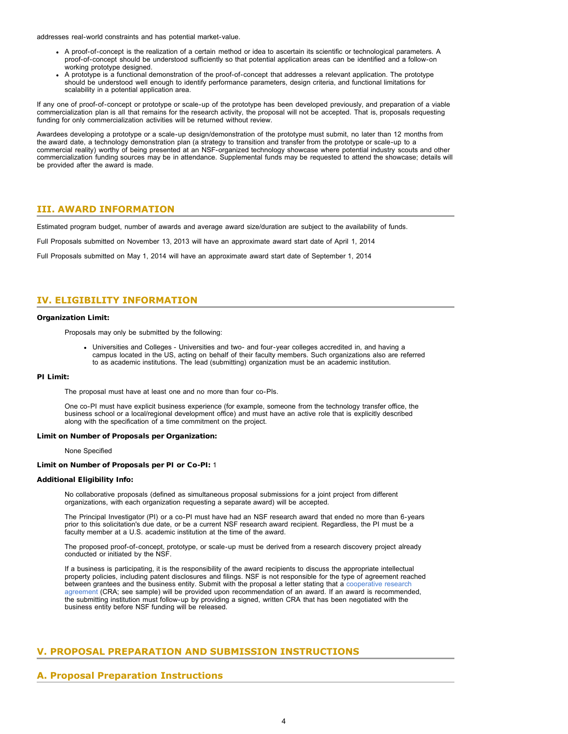addresses real-world constraints and has potential market-value.

- A proof-of-concept is the realization of a certain method or idea to ascertain its scientific or technological parameters. A proof-of-concept should be understood sufficiently so that potential application areas can be identified and a follow-on working prototype designed.
- A prototype is a functional demonstration of the proof-of-concept that addresses a relevant application. The prototype should be understood well enough to identify performance parameters, design criteria, and functional limitations for scalability in a potential application area.

If any one of proof-of-concept or prototype or scale-up of the prototype has been developed previously, and preparation of a viable commercialization plan is all that remains for the research activity, the proposal will not be accepted. That is, proposals requesting funding for only commercialization activities will be returned without review.

Awardees developing a prototype or a scale-up design/demonstration of the prototype must submit, no later than 12 months from the award date, a technology demonstration plan (a strategy to transition and transfer from the prototype or scale-up to a commercial reality) worthy of being presented at an NSF-organized technology showcase where potential industry scouts and other commercialization funding sources may be in attendance. Supplemental funds may be requested to attend the showcase; details will be provided after the award is made.

## III. AWARD INFORMATION

Estimated program budget, number of awards and average award size/duration are subject to the availability of funds.

Full Proposals submitted on November 13, 2013 will have an approximate award start date of April 1, 2014

Full Proposals submitted on May 1, 2014 will have an approximate award start date of September 1, 2014

## IV. ELIGIBILITY INFORMATION

**Organization Limit:**

Proposals may only be submitted by the following:

- Universities and Colleges - Universities and two- and four-year colleges accredited in, and having a campus located in the US, acting on behalf of their faculty members. Such organizations also are referred to as academic institutions. The lead (submitting) organization must be an academic institution.

**PI Limit:**

The proposal must have at least one and no more than four co-PIs.

One co-PI must have explicit business experience (for example, someone from the technology transfer office, the business school or a local/regional development office) and must have an active role that is explicitly described along with the specification of a time commitment on the project.

**Limit on Number of Proposals per Organization:**

None Specified

**Limit on Number of Proposals per PI or Co-PI:** 1

**Additional Eligibility Info:**

No collaborative proposals (defined as simultaneous proposal submissions for a joint project from different organizations, with each organization requesting a separate award) will be accepted.

The Principal Investigator (PI) or a co-PI must have had an NSF research award that ended no more than 6-years prior to this solicitation's due date, or be a current NSF research award recipient. Regardless, the PI must be a faculty member at a U.S. academic institution at the time of the award.

The proposed proof-of-concept, prototype, or scale-up must be derived from a research discovery project already conducted or initiated by the NSF.

If a business is participating, it is the responsibility of the award recipients to discuss the appropriate intellectual property policies, including patent disclosures and filings. NSF is not responsible for the type of agreement reached between grantees and the business entity. Submit with the proposal a letter stating that a cooperative research agreement (CRA; see sample) will be provided upon recommendation of an award. If an award is recommended, the submitting institution must follow-up by providing a signed, written CRA that has been negotiated with the business entity before NSF funding will be released.

## V. PROPOSAL PREPARATION AND SUBMISSION INSTRUCTIONS

### A. Proposal Preparation Instructions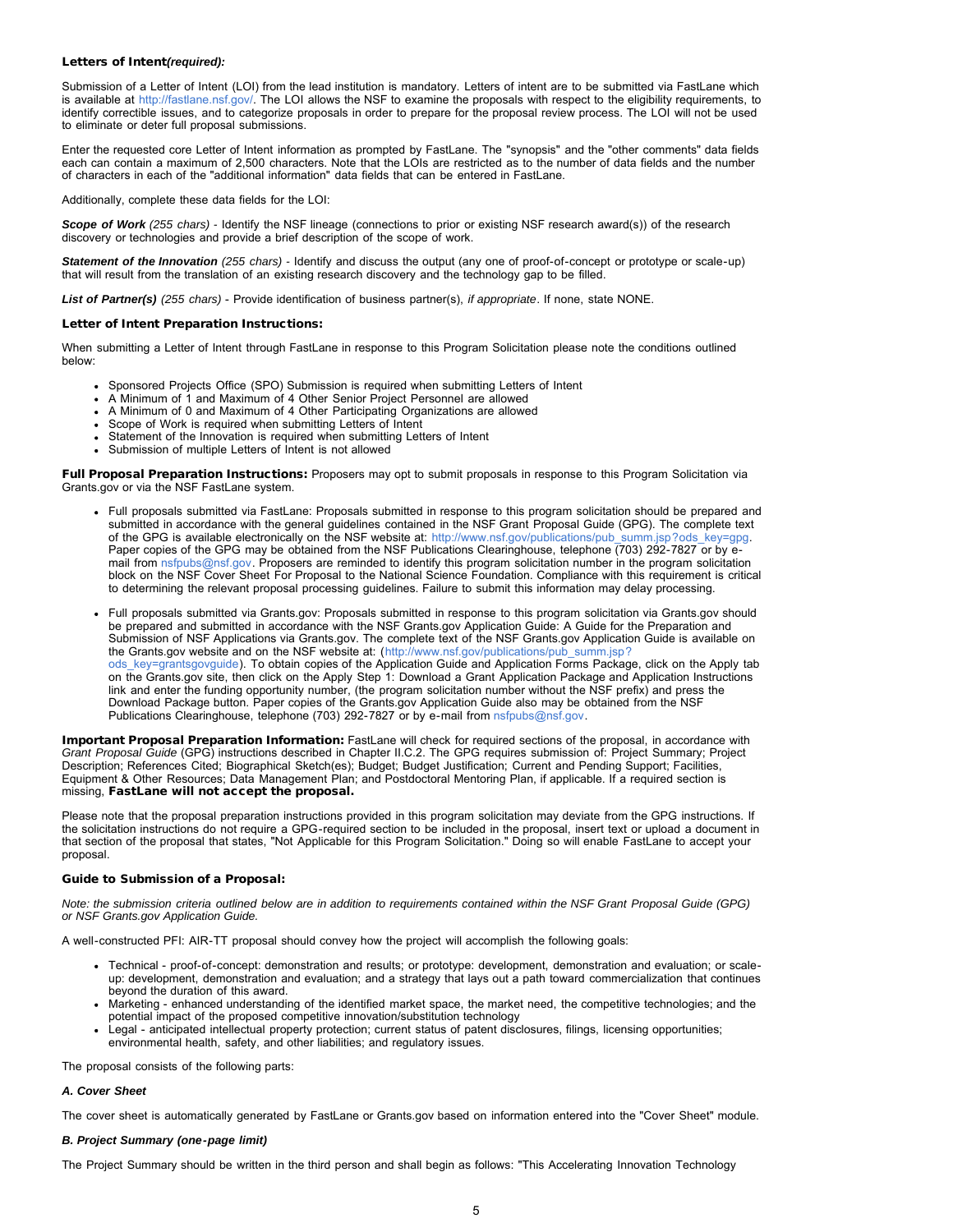### Letters of Intent*(required):*

Submission of a Letter of Intent (LOI) from the lead institution is mandatory. Letters of intent are to be submitted via FastLane which is available at http://fastlane.nsf.gov/. The LOI allows the NSF to examine the proposals with respect to the eligibility requirements, to identify correctible issues, and to categorize proposals in order to prepare for the proposal review process. The LOI will not be used to eliminate or deter full proposal submissions.

Enter the requested core Letter of Intent information as prompted by FastLane. The "synopsis" and the "other comments" data fields each can contain a maximum of 2,500 characters. Note that the LOIs are restricted as to the number of data fields and the number of characters in each of the "additional information" data fields that can be entered in FastLane.

Additionally, complete these data fields for the LOI:

***Scope of Work*** *(255 chars)* - Identify the NSF lineage (connections to prior or existing NSF research award(s)) of the research discovery or technologies and provide a brief description of the scope of work.

***Statement of the Innovation*** *(255 chars)* - Identify and discuss the output (any one of proof-of-concept or prototype or scale-up) that will result from the translation of an existing research discovery and the technology gap to be filled.

***List of Partner(s)*** *(255 chars)* - Provide identification of business partner(s), *if appropriate*. If none, state NONE.

### Letter of Intent Preparation Instructions:

When submitting a Letter of Intent through FastLane in response to this Program Solicitation please note the conditions outlined below:

- Sponsored Projects Office (SPO) Submission is required when submitting Letters of Intent
- A Minimum of 1 and Maximum of 4 Other Senior Project Personnel are allowed
- A Minimum of 0 and Maximum of 4 Other Participating Organizations are allowed
- Scope of Work is required when submitting Letters of Intent
- Statement of the Innovation is required when submitting Letters of Intent
- Submission of multiple Letters of Intent is not allowed

**Full Proposal Preparation Instructions:** Proposers may opt to submit proposals in response to this Program Solicitation via Grants.gov or via the NSF FastLane system.

- Full proposals submitted via FastLane: Proposals submitted in response to this program solicitation should be prepared and submitted in accordance with the general guidelines contained in the NSF Grant Proposal Guide (GPG). The complete text of the GPG is available electronically on the NSF website at: http://www.nsf.gov/publications/pub_summ.jsp?ods_key=gpg. Paper copies of the GPG may be obtained from the NSF Publications Clearinghouse, telephone (703) 292-7827 or by e-mail from nsfpubs@nsf.gov. Proposers are reminded to identify this program solicitation number in the program solicitation block on the NSF Cover Sheet For Proposal to the National Science Foundation. Compliance with this requirement is critical to determining the relevant proposal processing guidelines. Failure to submit this information may delay processing.
- Full proposals submitted via Grants.gov: Proposals submitted in response to this program solicitation via Grants.gov should be prepared and submitted in accordance with the NSF Grants.gov Application Guide: A Guide for the Preparation and Submission of NSF Applications via Grants.gov. The complete text of the NSF Grants.gov Application Guide is available on the Grants.gov website and on the NSF website at: (http://www.nsf.gov/publications/pub_summ.jsp?ods_key=grantsgovguide). To obtain copies of the Application Guide and Application Forms Package, click on the Apply tab on the Grants.gov site, then click on the Apply Step 1: Download a Grant Application Package and Application Instructions link and enter the funding opportunity number, (the program solicitation number without the NSF prefix) and press the Download Package button. Paper copies of the Grants.gov Application Guide also may be obtained from the NSF Publications Clearinghouse, telephone (703) 292-7827 or by e-mail from nsfpubs@nsf.gov.

**Important Proposal Preparation Information:** FastLane will check for required sections of the proposal, in accordance with *Grant Proposal Guide* (GPG) instructions described in Chapter II.C.2. The GPG requires submission of: Project Summary; Project Description; References Cited; Biographical Sketch(es); Budget; Budget Justification; Current and Pending Support; Facilities, Equipment & Other Resources; Data Management Plan; and Postdoctoral Mentoring Plan, if applicable. If a required section is missing, **FastLane will not accept the proposal.**

Please note that the proposal preparation instructions provided in this program solicitation may deviate from the GPG instructions. If the solicitation instructions do not require a GPG-required section to be included in the proposal, insert text or upload a document in that section of the proposal that states, "Not Applicable for this Program Solicitation." Doing so will enable FastLane to accept your proposal.

### Guide to Submission of a Proposal:

*Note: the submission criteria outlined below are in addition to requirements contained within the NSF Grant Proposal Guide (GPG) or NSF Grants.gov Application Guide.*

A well-constructed PFI: AIR-TT proposal should convey how the project will accomplish the following goals:

- Technical - proof-of-concept: demonstration and results; or prototype: development, demonstration and evaluation; or scale-up: development, demonstration and evaluation; and a strategy that lays out a path toward commercialization that continues beyond the duration of this award.
- Marketing - enhanced understanding of the identified market space, the market need, the competitive technologies; and the potential impact of the proposed competitive innovation/substitution technology
- Legal - anticipated intellectual property protection; current status of patent disclosures, filings, licensing opportunities; environmental health, safety, and other liabilities; and regulatory issues.

The proposal consists of the following parts:

***A. Cover Sheet***

The cover sheet is automatically generated by FastLane or Grants.gov based on information entered into the "Cover Sheet" module.

***B. Project Summary (one-page limit)***

The Project Summary should be written in the third person and shall begin as follows: "This Accelerating Innovation Technology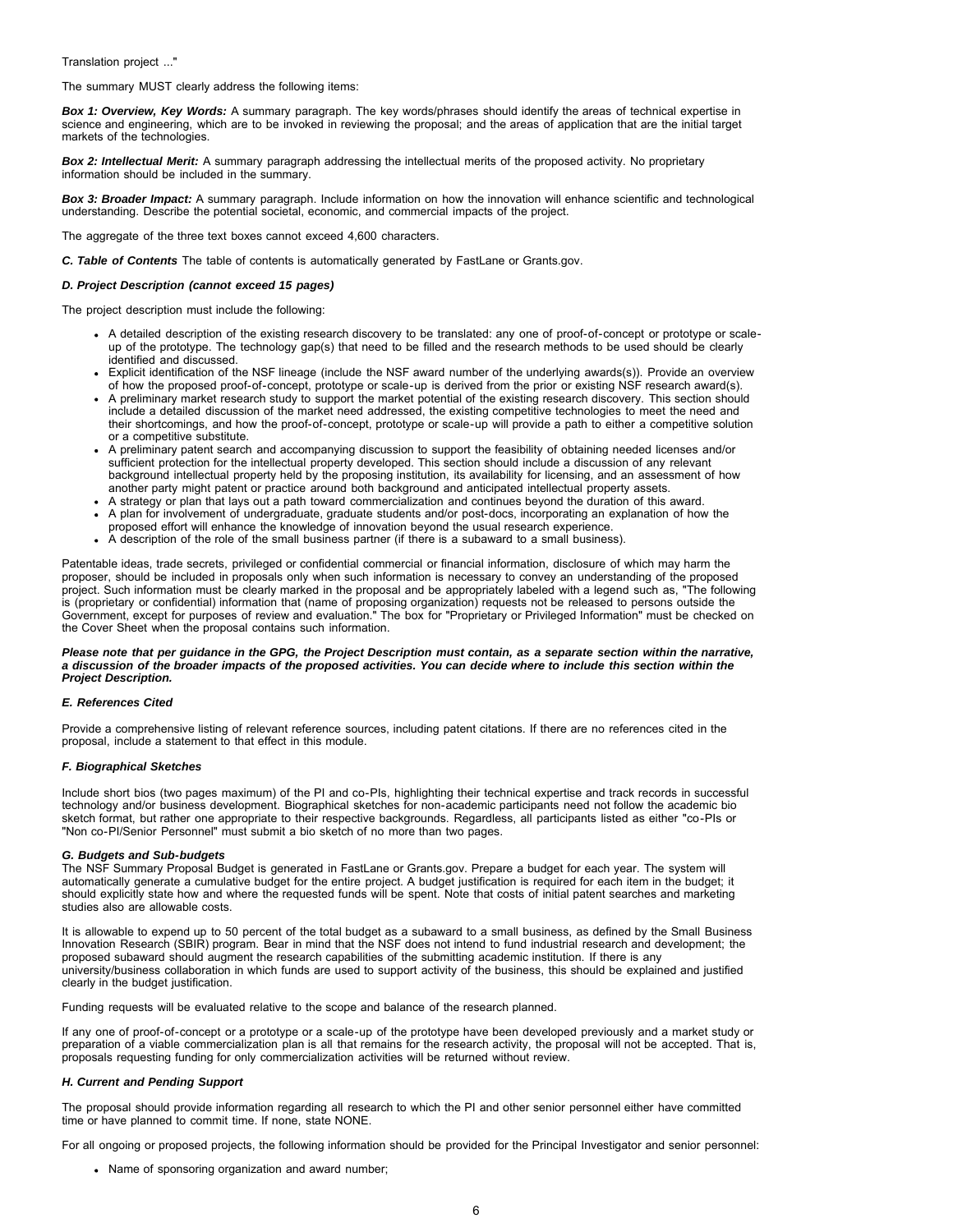Translation project ..."

The summary MUST clearly address the following items:

***Box 1: Overview, Key Words:*** A summary paragraph. The key words/phrases should identify the areas of technical expertise in science and engineering, which are to be invoked in reviewing the proposal; and the areas of application that are the initial target markets of the technologies.

***Box 2: Intellectual Merit:*** A summary paragraph addressing the intellectual merits of the proposed activity. No proprietary information should be included in the summary.

***Box 3: Broader Impact:*** A summary paragraph. Include information on how the innovation will enhance scientific and technological understanding. Describe the potential societal, economic, and commercial impacts of the project.

The aggregate of the three text boxes cannot exceed 4,600 characters.

***C. Table of Contents*** The table of contents is automatically generated by FastLane or Grants.gov.

***D. Project Description (cannot exceed 15 pages)***

The project description must include the following:

- A detailed description of the existing research discovery to be translated: any one of proof-of-concept or prototype or scale-up of the prototype. The technology gap(s) that need to be filled and the research methods to be used should be clearly identified and discussed.
- Explicit identification of the NSF lineage (include the NSF award number of the underlying awards(s)). Provide an overview of how the proposed proof-of-concept, prototype or scale-up is derived from the prior or existing NSF research award(s).
- A preliminary market research study to support the market potential of the existing research discovery. This section should include a detailed discussion of the market need addressed, the existing competitive technologies to meet the need and their shortcomings, and how the proof-of-concept, prototype or scale-up will provide a path to either a competitive solution or a competitive substitute.
- A preliminary patent search and accompanying discussion to support the feasibility of obtaining needed licenses and/or sufficient protection for the intellectual property developed. This section should include a discussion of any relevant background intellectual property held by the proposing institution, its availability for licensing, and an assessment of how another party might patent or practice around both background and anticipated intellectual property assets.
- A strategy or plan that lays out a path toward commercialization and continues beyond the duration of this award.
- A plan for involvement of undergraduate, graduate students and/or post-docs, incorporating an explanation of how the proposed effort will enhance the knowledge of innovation beyond the usual research experience.
- A description of the role of the small business partner (if there is a subaward to a small business).

Patentable ideas, trade secrets, privileged or confidential commercial or financial information, disclosure of which may harm the proposer, should be included in proposals only when such information is necessary to convey an understanding of the proposed project. Such information must be clearly marked in the proposal and be appropriately labeled with a legend such as, "The following is (proprietary or confidential) information that (name of proposing organization) requests not be released to persons outside the Government, except for purposes of review and evaluation." The box for "Proprietary or Privileged Information" must be checked on the Cover Sheet when the proposal contains such information.

***Please note that per guidance in the GPG, the Project Description must contain, as a separate section within the narrative, a discussion of the broader impacts of the proposed activities. You can decide where to include this section within the Project Description.***

***E. References Cited***

Provide a comprehensive listing of relevant reference sources, including patent citations. If there are no references cited in the proposal, include a statement to that effect in this module.

***F. Biographical Sketches***

Include short bios (two pages maximum) of the PI and co-PIs, highlighting their technical expertise and track records in successful technology and/or business development. Biographical sketches for non-academic participants need not follow the academic bio sketch format, but rather one appropriate to their respective backgrounds. Regardless, all participants listed as either "co-PIs or "Non co-PI/Senior Personnel" must submit a bio sketch of no more than two pages.

***G. Budgets and Sub-budgets***

The NSF Summary Proposal Budget is generated in FastLane or Grants.gov. Prepare a budget for each year. The system will automatically generate a cumulative budget for the entire project. A budget justification is required for each item in the budget; it should explicitly state how and where the requested funds will be spent. Note that costs of initial patent searches and marketing studies also are allowable costs.

It is allowable to expend up to 50 percent of the total budget as a subaward to a small business, as defined by the Small Business Innovation Research (SBIR) program. Bear in mind that the NSF does not intend to fund industrial research and development; the proposed subaward should augment the research capabilities of the submitting academic institution. If there is any university/business collaboration in which funds are used to support activity of the business, this should be explained and justified clearly in the budget justification.

Funding requests will be evaluated relative to the scope and balance of the research planned.

If any one of proof-of-concept or a prototype or a scale-up of the prototype have been developed previously and a market study or preparation of a viable commercialization plan is all that remains for the research activity, the proposal will not be accepted. That is, proposals requesting funding for only commercialization activities will be returned without review.

***H. Current and Pending Support***

The proposal should provide information regarding all research to which the PI and other senior personnel either have committed time or have planned to commit time. If none, state NONE.

For all ongoing or proposed projects, the following information should be provided for the Principal Investigator and senior personnel:

- Name of sponsoring organization and award number;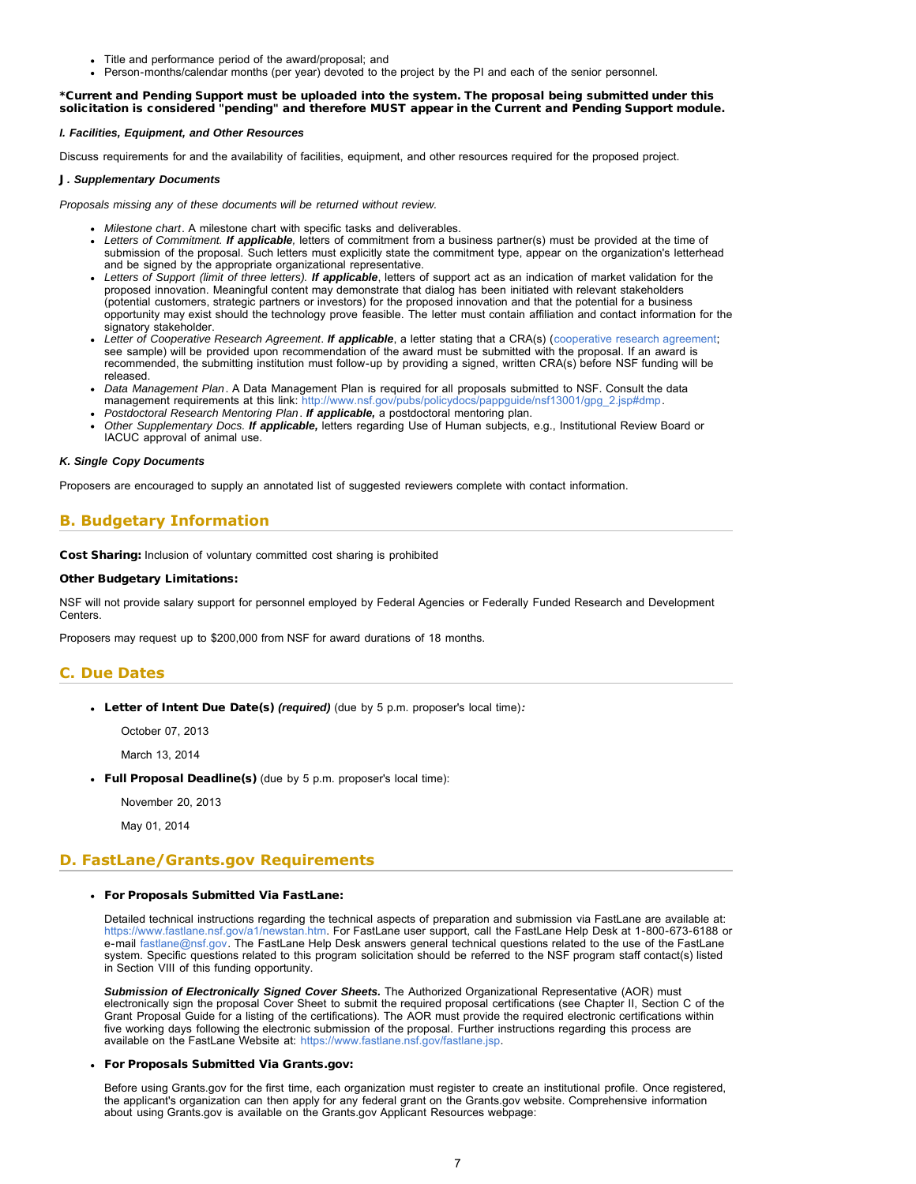- Title and performance period of the award/proposal; and
- Person-months/calendar months (per year) devoted to the project by the PI and each of the senior personnel.

**\*Current and Pending Support must be uploaded into the system. The proposal being submitted under this solicitation is considered "pending" and therefore MUST appear in the Current and Pending Support module.**

***I. Facilities, Equipment, and Other Resources***

Discuss requirements for and the availability of facilities, equipment, and other resources required for the proposed project.

***J. Supplementary Documents***

*Proposals missing any of these documents will be returned without review.*

- *Milestone chart*. A milestone chart with specific tasks and deliverables.
- *Letters of Commitment.* ***If applicable,*** letters of commitment from a business partner(s) must be provided at the time of submission of the proposal. Such letters must explicitly state the commitment type, appear on the organization's letterhead and be signed by the appropriate organizational representative.
- *Letters of Support (limit of three letters).* ***If applicable***, letters of support act as an indication of market validation for the proposed innovation. Meaningful content may demonstrate that dialog has been initiated with relevant stakeholders (potential customers, strategic partners or investors) for the proposed innovation and that the potential for a business opportunity may exist should the technology prove feasible. The letter must contain affiliation and contact information for the signatory stakeholder.
- *Letter of Cooperative Research Agreement*. ***If applicable***, a letter stating that a CRA(s) (cooperative research agreement; see sample) will be provided upon recommendation of the award must be submitted with the proposal. If an award is recommended, the submitting institution must follow-up by providing a signed, written CRA(s) before NSF funding will be released.
- *Data Management Plan*. A Data Management Plan is required for all proposals submitted to NSF. Consult the data management requirements at this link: http://www.nsf.gov/pubs/policydocs/pappguide/nsf13001/gpg_2.jsp#dmp.
- *Postdoctoral Research Mentoring Plan*. ***If applicable,*** a postdoctoral mentoring plan.
- *Other Supplementary Docs.* ***If applicable,*** letters regarding Use of Human subjects, e.g., Institutional Review Board or IACUC approval of animal use.

***K. Single Copy Documents***

Proposers are encouraged to supply an annotated list of suggested reviewers complete with contact information.

## B. Budgetary Information

**Cost Sharing:** Inclusion of voluntary committed cost sharing is prohibited

**Other Budgetary Limitations:**

NSF will not provide salary support for personnel employed by Federal Agencies or Federally Funded Research and Development Centers.

Proposers may request up to $200,000 from NSF for award durations of 18 months.

## C. Due Dates

- **Letter of Intent Due Date(s)** ***(required)*** (due by 5 p.m. proposer's local time)***:***

  October 07, 2013

  March 13, 2014

- **Full Proposal Deadline(s)** (due by 5 p.m. proposer's local time):

  November 20, 2013

  May 01, 2014

## D. FastLane/Grants.gov Requirements

- **For Proposals Submitted Via FastLane:**

  Detailed technical instructions regarding the technical aspects of preparation and submission via FastLane are available at: https://www.fastlane.nsf.gov/a1/newstan.htm. For FastLane user support, call the FastLane Help Desk at 1-800-673-6188 or e-mail fastlane@nsf.gov. The FastLane Help Desk answers general technical questions related to the use of the FastLane system. Specific questions related to this program solicitation should be referred to the NSF program staff contact(s) listed in Section VIII of this funding opportunity.

  ***Submission of Electronically Signed Cover Sheets.*** The Authorized Organizational Representative (AOR) must electronically sign the proposal Cover Sheet to submit the required proposal certifications (see Chapter II, Section C of the Grant Proposal Guide for a listing of the certifications). The AOR must provide the required electronic certifications within five working days following the electronic submission of the proposal. Further instructions regarding this process are available on the FastLane Website at: https://www.fastlane.nsf.gov/fastlane.jsp.

- **For Proposals Submitted Via Grants.gov:**

  Before using Grants.gov for the first time, each organization must register to create an institutional profile. Once registered, the applicant's organization can then apply for any federal grant on the Grants.gov website. Comprehensive information about using Grants.gov is available on the Grants.gov Applicant Resources webpage: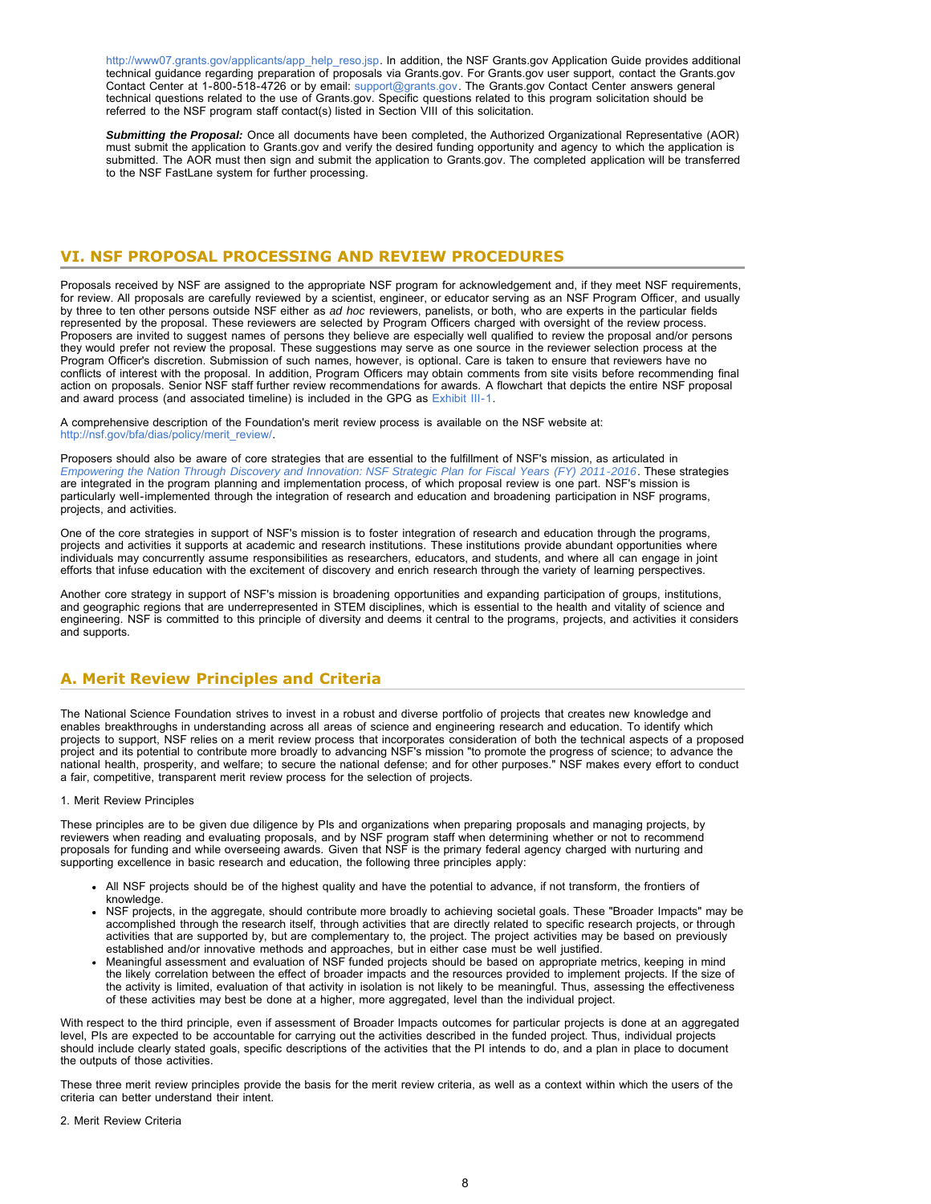http://www07.grants.gov/applicants/app_help_reso.jsp. In addition, the NSF Grants.gov Application Guide provides additional technical guidance regarding preparation of proposals via Grants.gov. For Grants.gov user support, contact the Grants.gov Contact Center at 1-800-518-4726 or by email: support@grants.gov. The Grants.gov Contact Center answers general technical questions related to the use of Grants.gov. Specific questions related to this program solicitation should be referred to the NSF program staff contact(s) listed in Section VIII of this solicitation.

***Submitting the Proposal:*** Once all documents have been completed, the Authorized Organizational Representative (AOR) must submit the application to Grants.gov and verify the desired funding opportunity and agency to which the application is submitted. The AOR must then sign and submit the application to Grants.gov. The completed application will be transferred to the NSF FastLane system for further processing.

## VI. NSF PROPOSAL PROCESSING AND REVIEW PROCEDURES

Proposals received by NSF are assigned to the appropriate NSF program for acknowledgement and, if they meet NSF requirements, for review. All proposals are carefully reviewed by a scientist, engineer, or educator serving as an NSF Program Officer, and usually by three to ten other persons outside NSF either as *ad hoc* reviewers, panelists, or both, who are experts in the particular fields represented by the proposal. These reviewers are selected by Program Officers charged with oversight of the review process. Proposers are invited to suggest names of persons they believe are especially well qualified to review the proposal and/or persons they would prefer not review the proposal. These suggestions may serve as one source in the reviewer selection process at the Program Officer's discretion. Submission of such names, however, is optional. Care is taken to ensure that reviewers have no conflicts of interest with the proposal. In addition, Program Officers may obtain comments from site visits before recommending final action on proposals. Senior NSF staff further review recommendations for awards. A flowchart that depicts the entire NSF proposal and award process (and associated timeline) is included in the GPG as Exhibit III-1.

A comprehensive description of the Foundation's merit review process is available on the NSF website at: http://nsf.gov/bfa/dias/policy/merit_review/.

Proposers should also be aware of core strategies that are essential to the fulfillment of NSF's mission, as articulated in *Empowering the Nation Through Discovery and Innovation: NSF Strategic Plan for Fiscal Years (FY) 2011-2016*. These strategies are integrated in the program planning and implementation process, of which proposal review is one part. NSF's mission is particularly well-implemented through the integration of research and education and broadening participation in NSF programs, projects, and activities.

One of the core strategies in support of NSF's mission is to foster integration of research and education through the programs, projects and activities it supports at academic and research institutions. These institutions provide abundant opportunities where individuals may concurrently assume responsibilities as researchers, educators, and students, and where all can engage in joint efforts that infuse education with the excitement of discovery and enrich research through the variety of learning perspectives.

Another core strategy in support of NSF's mission is broadening opportunities and expanding participation of groups, institutions, and geographic regions that are underrepresented in STEM disciplines, which is essential to the health and vitality of science and engineering. NSF is committed to this principle of diversity and deems it central to the programs, projects, and activities it considers and supports.

### A. Merit Review Principles and Criteria

The National Science Foundation strives to invest in a robust and diverse portfolio of projects that creates new knowledge and enables breakthroughs in understanding across all areas of science and engineering research and education. To identify which projects to support, NSF relies on a merit review process that incorporates consideration of both the technical aspects of a proposed project and its potential to contribute more broadly to advancing NSF's mission "to promote the progress of science; to advance the national health, prosperity, and welfare; to secure the national defense; and for other purposes." NSF makes every effort to conduct a fair, competitive, transparent merit review process for the selection of projects.

1. Merit Review Principles

These principles are to be given due diligence by PIs and organizations when preparing proposals and managing projects, by reviewers when reading and evaluating proposals, and by NSF program staff when determining whether or not to recommend proposals for funding and while overseeing awards. Given that NSF is the primary federal agency charged with nurturing and supporting excellence in basic research and education, the following three principles apply:

- All NSF projects should be of the highest quality and have the potential to advance, if not transform, the frontiers of knowledge.
- NSF projects, in the aggregate, should contribute more broadly to achieving societal goals. These "Broader Impacts" may be accomplished through the research itself, through activities that are directly related to specific research projects, or through activities that are supported by, but are complementary to, the project. The project activities may be based on previously established and/or innovative methods and approaches, but in either case must be well justified.
- Meaningful assessment and evaluation of NSF funded projects should be based on appropriate metrics, keeping in mind the likely correlation between the effect of broader impacts and the resources provided to implement projects. If the size of the activity is limited, evaluation of that activity in isolation is not likely to be meaningful. Thus, assessing the effectiveness of these activities may best be done at a higher, more aggregated, level than the individual project.

With respect to the third principle, even if assessment of Broader Impacts outcomes for particular projects is done at an aggregated level, PIs are expected to be accountable for carrying out the activities described in the funded project. Thus, individual projects should include clearly stated goals, specific descriptions of the activities that the PI intends to do, and a plan in place to document the outputs of those activities.

These three merit review principles provide the basis for the merit review criteria, as well as a context within which the users of the criteria can better understand their intent.

2. Merit Review Criteria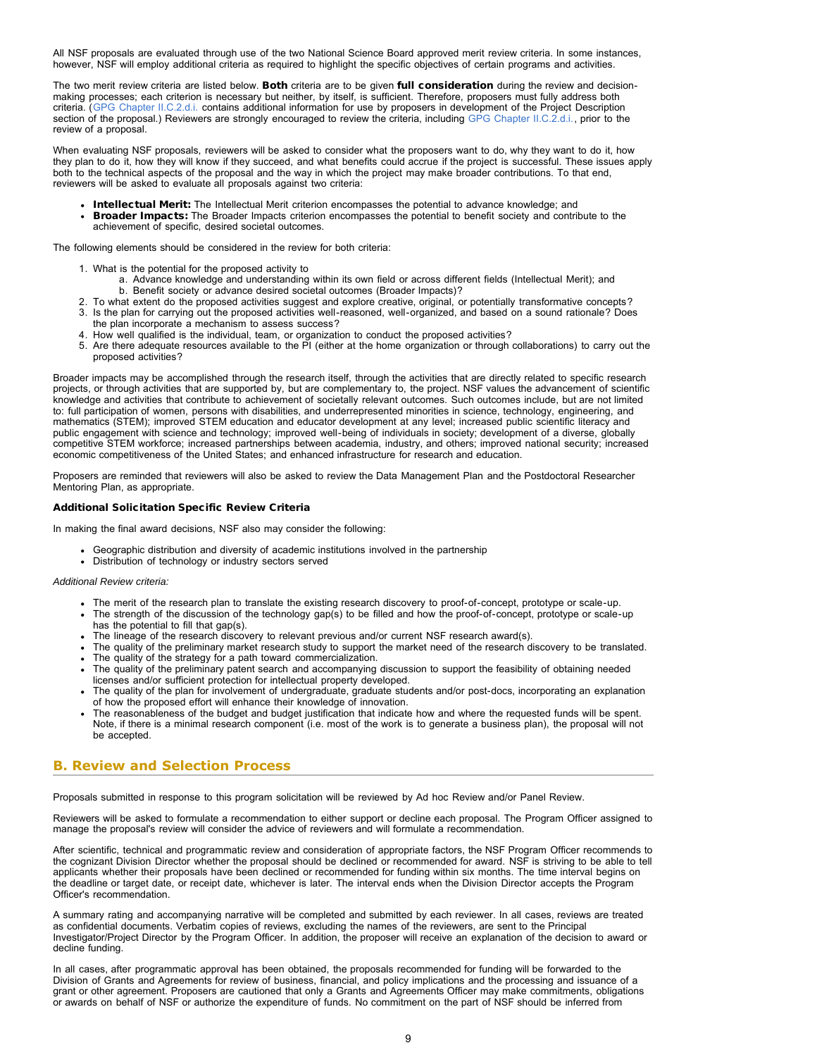All NSF proposals are evaluated through use of the two National Science Board approved merit review criteria. In some instances, however, NSF will employ additional criteria as required to highlight the specific objectives of certain programs and activities.

The two merit review criteria are listed below. **Both** criteria are to be given **full consideration** during the review and decision-making processes; each criterion is necessary but neither, by itself, is sufficient. Therefore, proposers must fully address both criteria. (GPG Chapter II.C.2.d.i. contains additional information for use by proposers in development of the Project Description section of the proposal.) Reviewers are strongly encouraged to review the criteria, including GPG Chapter II.C.2.d.i., prior to the review of a proposal.

When evaluating NSF proposals, reviewers will be asked to consider what the proposers want to do, why they want to do it, how they plan to do it, how they will know if they succeed, and what benefits could accrue if the project is successful. These issues apply both to the technical aspects of the proposal and the way in which the project may make broader contributions. To that end, reviewers will be asked to evaluate all proposals against two criteria:

- **Intellectual Merit:** The Intellectual Merit criterion encompasses the potential to advance knowledge; and
- **Broader Impacts:** The Broader Impacts criterion encompasses the potential to benefit society and contribute to the achievement of specific, desired societal outcomes.

The following elements should be considered in the review for both criteria:

1. What is the potential for the proposed activity to
   a. Advance knowledge and understanding within its own field or across different fields (Intellectual Merit); and
   b. Benefit society or advance desired societal outcomes (Broader Impacts)?
2. To what extent do the proposed activities suggest and explore creative, original, or potentially transformative concepts?
3. Is the plan for carrying out the proposed activities well-reasoned, well-organized, and based on a sound rationale? Does the plan incorporate a mechanism to assess success?
4. How well qualified is the individual, team, or organization to conduct the proposed activities?
5. Are there adequate resources available to the PI (either at the home organization or through collaborations) to carry out the proposed activities?

Broader impacts may be accomplished through the research itself, through the activities that are directly related to specific research projects, or through activities that are supported by, but are complementary to, the project. NSF values the advancement of scientific knowledge and activities that contribute to achievement of societally relevant outcomes. Such outcomes include, but are not limited to: full participation of women, persons with disabilities, and underrepresented minorities in science, technology, engineering, and mathematics (STEM); improved STEM education and educator development at any level; increased public scientific literacy and public engagement with science and technology; improved well-being of individuals in society; development of a diverse, globally competitive STEM workforce; increased partnerships between academia, industry, and others; improved national security; increased economic competitiveness of the United States; and enhanced infrastructure for research and education.

Proposers are reminded that reviewers will also be asked to review the Data Management Plan and the Postdoctoral Researcher Mentoring Plan, as appropriate.

**Additional Solicitation Specific Review Criteria**

In making the final award decisions, NSF also may consider the following:

- Geographic distribution and diversity of academic institutions involved in the partnership
- Distribution of technology or industry sectors served

*Additional Review criteria:*

- The merit of the research plan to translate the existing research discovery to proof-of-concept, prototype or scale-up.
- The strength of the discussion of the technology gap(s) to be filled and how the proof-of-concept, prototype or scale-up has the potential to fill that gap(s).
- The lineage of the research discovery to relevant previous and/or current NSF research award(s).
- The quality of the preliminary market research study to support the market need of the research discovery to be translated.
- The quality of the strategy for a path toward commercialization.
- The quality of the preliminary patent search and accompanying discussion to support the feasibility of obtaining needed licenses and/or sufficient protection for intellectual property developed.
- The quality of the plan for involvement of undergraduate, graduate students and/or post-docs, incorporating an explanation of how the proposed effort will enhance their knowledge of innovation.
- The reasonableness of the budget and budget justification that indicate how and where the requested funds will be spent. Note, if there is a minimal research component (i.e. most of the work is to generate a business plan), the proposal will not be accepted.

## B. Review and Selection Process

Proposals submitted in response to this program solicitation will be reviewed by Ad hoc Review and/or Panel Review.

Reviewers will be asked to formulate a recommendation to either support or decline each proposal. The Program Officer assigned to manage the proposal's review will consider the advice of reviewers and will formulate a recommendation.

After scientific, technical and programmatic review and consideration of appropriate factors, the NSF Program Officer recommends to the cognizant Division Director whether the proposal should be declined or recommended for award. NSF is striving to be able to tell applicants whether their proposals have been declined or recommended for funding within six months. The time interval begins on the deadline or target date, or receipt date, whichever is later. The interval ends when the Division Director accepts the Program Officer's recommendation.

A summary rating and accompanying narrative will be completed and submitted by each reviewer. In all cases, reviews are treated as confidential documents. Verbatim copies of reviews, excluding the names of the reviewers, are sent to the Principal Investigator/Project Director by the Program Officer. In addition, the proposer will receive an explanation of the decision to award or decline funding.

In all cases, after programmatic approval has been obtained, the proposals recommended for funding will be forwarded to the Division of Grants and Agreements for review of business, financial, and policy implications and the processing and issuance of a grant or other agreement. Proposers are cautioned that only a Grants and Agreements Officer may make commitments, obligations or awards on behalf of NSF or authorize the expenditure of funds. No commitment on the part of NSF should be inferred from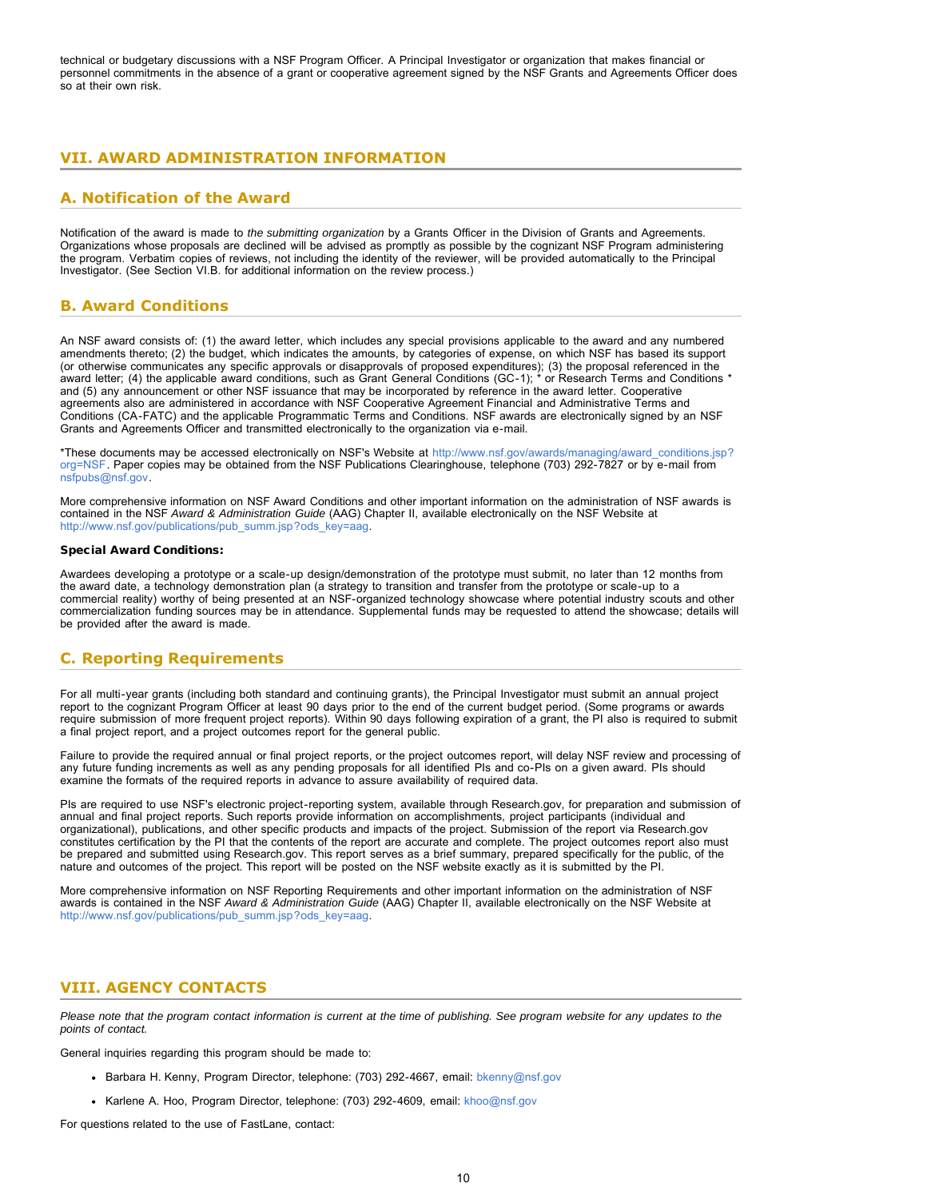technical or budgetary discussions with a NSF Program Officer. A Principal Investigator or organization that makes financial or personnel commitments in the absence of a grant or cooperative agreement signed by the NSF Grants and Agreements Officer does so at their own risk.

## VII. AWARD ADMINISTRATION INFORMATION

### A. Notification of the Award

Notification of the award is made to *the submitting organization* by a Grants Officer in the Division of Grants and Agreements. Organizations whose proposals are declined will be advised as promptly as possible by the cognizant NSF Program administering the program. Verbatim copies of reviews, not including the identity of the reviewer, will be provided automatically to the Principal Investigator. (See Section VI.B. for additional information on the review process.)

### B. Award Conditions

An NSF award consists of: (1) the award letter, which includes any special provisions applicable to the award and any numbered amendments thereto; (2) the budget, which indicates the amounts, by categories of expense, on which NSF has based its support (or otherwise communicates any specific approvals or disapprovals of proposed expenditures); (3) the proposal referenced in the award letter; (4) the applicable award conditions, such as Grant General Conditions (GC-1); * or Research Terms and Conditions * and (5) any announcement or other NSF issuance that may be incorporated by reference in the award letter. Cooperative agreements also are administered in accordance with NSF Cooperative Agreement Financial and Administrative Terms and Conditions (CA-FATC) and the applicable Programmatic Terms and Conditions. NSF awards are electronically signed by an NSF Grants and Agreements Officer and transmitted electronically to the organization via e-mail.

*These documents may be accessed electronically on NSF's Website at http://www.nsf.gov/awards/managing/award_conditions.jsp?org=NSF. Paper copies may be obtained from the NSF Publications Clearinghouse, telephone (703) 292-7827 or by e-mail from nsfpubs@nsf.gov.

More comprehensive information on NSF Award Conditions and other important information on the administration of NSF awards is contained in the NSF *Award & Administration Guide* (AAG) Chapter II, available electronically on the NSF Website at http://www.nsf.gov/publications/pub_summ.jsp?ods_key=aag.

**Special Award Conditions:**

Awardees developing a prototype or a scale-up design/demonstration of the prototype must submit, no later than 12 months from the award date, a technology demonstration plan (a strategy to transition and transfer from the prototype or scale-up to a commercial reality) worthy of being presented at an NSF-organized technology showcase where potential industry scouts and other commercialization funding sources may be in attendance. Supplemental funds may be requested to attend the showcase; details will be provided after the award is made.

### C. Reporting Requirements

For all multi-year grants (including both standard and continuing grants), the Principal Investigator must submit an annual project report to the cognizant Program Officer at least 90 days prior to the end of the current budget period. (Some programs or awards require submission of more frequent project reports). Within 90 days following expiration of a grant, the PI also is required to submit a final project report, and a project outcomes report for the general public.

Failure to provide the required annual or final project reports, or the project outcomes report, will delay NSF review and processing of any future funding increments as well as any pending proposals for all identified PIs and co-PIs on a given award. PIs should examine the formats of the required reports in advance to assure availability of required data.

PIs are required to use NSF's electronic project-reporting system, available through Research.gov, for preparation and submission of annual and final project reports. Such reports provide information on accomplishments, project participants (individual and organizational), publications, and other specific products and impacts of the project. Submission of the report via Research.gov constitutes certification by the PI that the contents of the report are accurate and complete. The project outcomes report also must be prepared and submitted using Research.gov. This report serves as a brief summary, prepared specifically for the public, of the nature and outcomes of the project. This report will be posted on the NSF website exactly as it is submitted by the PI.

More comprehensive information on NSF Reporting Requirements and other important information on the administration of NSF awards is contained in the NSF *Award & Administration Guide* (AAG) Chapter II, available electronically on the NSF Website at http://www.nsf.gov/publications/pub_summ.jsp?ods_key=aag.

## VIII. AGENCY CONTACTS

*Please note that the program contact information is current at the time of publishing. See program website for any updates to the points of contact.*

General inquiries regarding this program should be made to:

- Barbara H. Kenny, Program Director, telephone: (703) 292-4667, email: bkenny@nsf.gov
- Karlene A. Hoo, Program Director, telephone: (703) 292-4609, email: khoo@nsf.gov

For questions related to the use of FastLane, contact: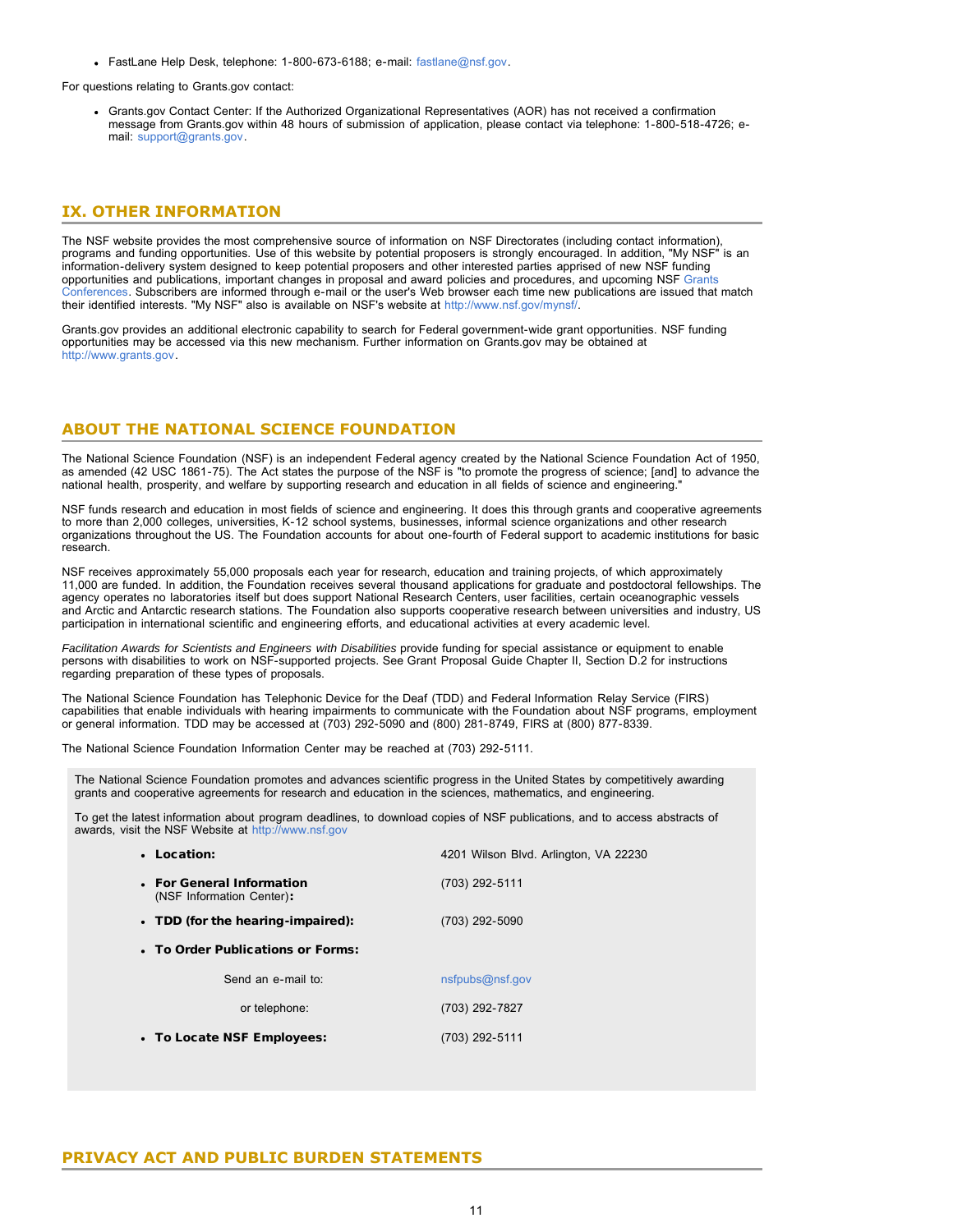- FastLane Help Desk, telephone: 1-800-673-6188; e-mail: fastlane@nsf.gov.

For questions relating to Grants.gov contact:

- Grants.gov Contact Center: If the Authorized Organizational Representatives (AOR) has not received a confirmation message from Grants.gov within 48 hours of submission of application, please contact via telephone: 1-800-518-4726; e-mail: support@grants.gov.

## IX. OTHER INFORMATION

The NSF website provides the most comprehensive source of information on NSF Directorates (including contact information), programs and funding opportunities. Use of this website by potential proposers is strongly encouraged. In addition, "My NSF" is an information-delivery system designed to keep potential proposers and other interested parties apprised of new NSF funding opportunities and publications, important changes in proposal and award policies and procedures, and upcoming NSF Grants Conferences. Subscribers are informed through e-mail or the user's Web browser each time new publications are issued that match their identified interests. "My NSF" also is available on NSF's website at http://www.nsf.gov/mynsf/.

Grants.gov provides an additional electronic capability to search for Federal government-wide grant opportunities. NSF funding opportunities may be accessed via this new mechanism. Further information on Grants.gov may be obtained at http://www.grants.gov.

## ABOUT THE NATIONAL SCIENCE FOUNDATION

The National Science Foundation (NSF) is an independent Federal agency created by the National Science Foundation Act of 1950, as amended (42 USC 1861-75). The Act states the purpose of the NSF is "to promote the progress of science; [and] to advance the national health, prosperity, and welfare by supporting research and education in all fields of science and engineering."

NSF funds research and education in most fields of science and engineering. It does this through grants and cooperative agreements to more than 2,000 colleges, universities, K-12 school systems, businesses, informal science organizations and other research organizations throughout the US. The Foundation accounts for about one-fourth of Federal support to academic institutions for basic research.

NSF receives approximately 55,000 proposals each year for research, education and training projects, of which approximately 11,000 are funded. In addition, the Foundation receives several thousand applications for graduate and postdoctoral fellowships. The agency operates no laboratories itself but does support National Research Centers, user facilities, certain oceanographic vessels and Arctic and Antarctic research stations. The Foundation also supports cooperative research between universities and industry, US participation in international scientific and engineering efforts, and educational activities at every academic level.

*Facilitation Awards for Scientists and Engineers with Disabilities* provide funding for special assistance or equipment to enable persons with disabilities to work on NSF-supported projects. See Grant Proposal Guide Chapter II, Section D.2 for instructions regarding preparation of these types of proposals.

The National Science Foundation has Telephonic Device for the Deaf (TDD) and Federal Information Relay Service (FIRS) capabilities that enable individuals with hearing impairments to communicate with the Foundation about NSF programs, employment or general information. TDD may be accessed at (703) 292-5090 and (800) 281-8749, FIRS at (800) 877-8339.

The National Science Foundation Information Center may be reached at (703) 292-5111.

The National Science Foundation promotes and advances scientific progress in the United States by competitively awarding grants and cooperative agreements for research and education in the sciences, mathematics, and engineering.

To get the latest information about program deadlines, to download copies of NSF publications, and to access abstracts of awards, visit the NSF Website at http://www.nsf.gov

- **Location:** 4201 Wilson Blvd. Arlington, VA 22230
- **For General Information** (NSF Information Center)**:** (703) 292-5111
- **TDD (for the hearing-impaired):** (703) 292-5090
- **To Order Publications or Forms:**
  - Send an e-mail to: nsfpubs@nsf.gov
  - or telephone: (703) 292-7827
- **To Locate NSF Employees:** (703) 292-5111

## PRIVACY ACT AND PUBLIC BURDEN STATEMENTS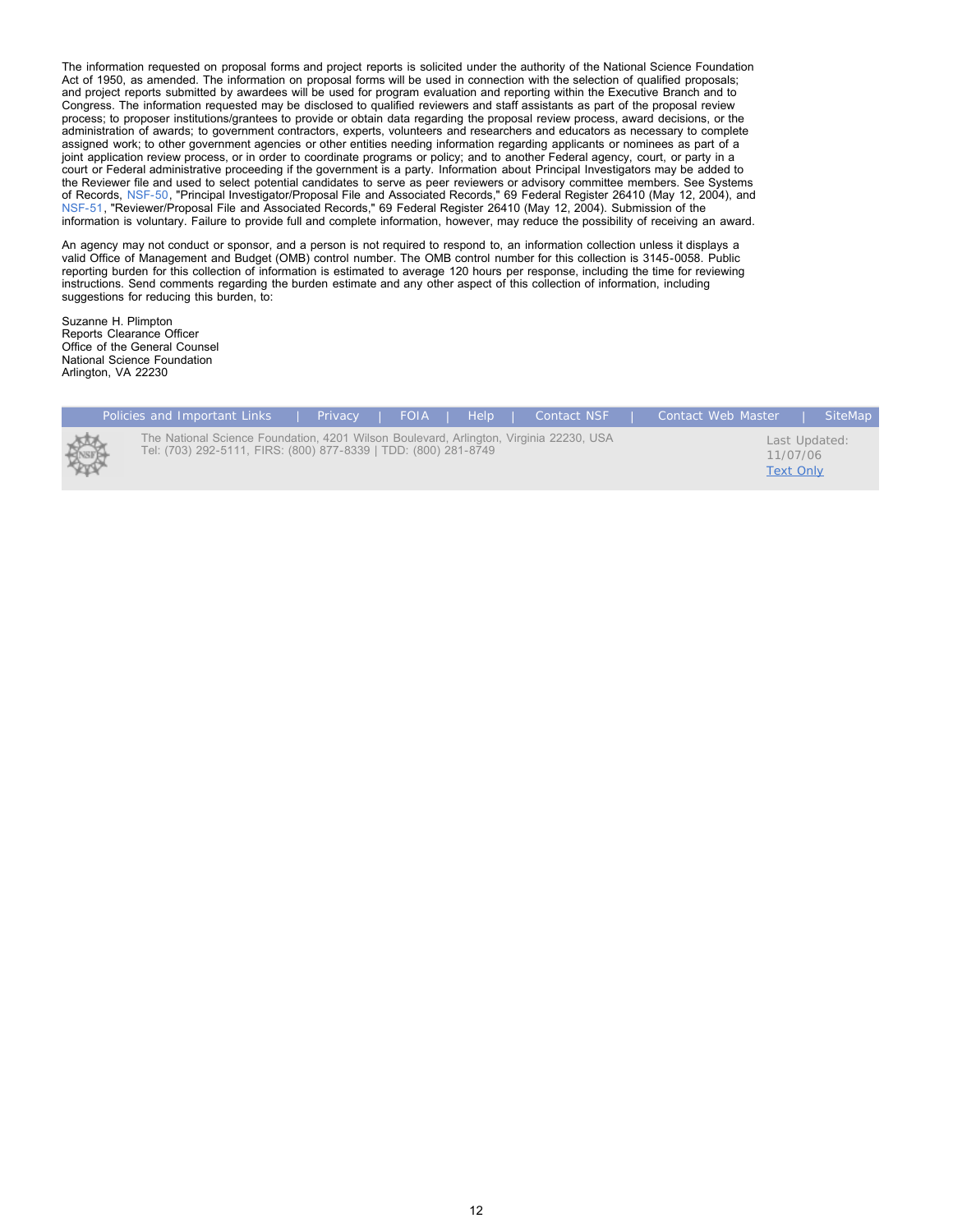The information requested on proposal forms and project reports is solicited under the authority of the National Science Foundation Act of 1950, as amended. The information on proposal forms will be used in connection with the selection of qualified proposals; and project reports submitted by awardees will be used for program evaluation and reporting within the Executive Branch and to Congress. The information requested may be disclosed to qualified reviewers and staff assistants as part of the proposal review process; to proposer institutions/grantees to provide or obtain data regarding the proposal review process, award decisions, or the administration of awards; to government contractors, experts, volunteers and researchers and educators as necessary to complete assigned work; to other government agencies or other entities needing information regarding applicants or nominees as part of a joint application review process, or in order to coordinate programs or policy; and to another Federal agency, court, or party in a court or Federal administrative proceeding if the government is a party. Information about Principal Investigators may be added to the Reviewer file and used to select potential candidates to serve as peer reviewers or advisory committee members. See Systems of Records, NSF-50, "Principal Investigator/Proposal File and Associated Records," 69 Federal Register 26410 (May 12, 2004), and NSF-51, "Reviewer/Proposal File and Associated Records," 69 Federal Register 26410 (May 12, 2004). Submission of the information is voluntary. Failure to provide full and complete information, however, may reduce the possibility of receiving an award.

An agency may not conduct or sponsor, and a person is not required to respond to, an information collection unless it displays a valid Office of Management and Budget (OMB) control number. The OMB control number for this collection is 3145-0058. Public reporting burden for this collection of information is estimated to average 120 hours per response, including the time for reviewing instructions. Send comments regarding the burden estimate and any other aspect of this collection of information, including suggestions for reducing this burden, to:

Suzanne H. Plimpton
Reports Clearance Officer
Office of the General Counsel
National Science Foundation
Arlington, VA 22230

Policies and Important Links | Privacy | FOIA | Help | Contact NSF | Contact Web Master | SiteMap

The National Science Foundation, 4201 Wilson Boulevard, Arlington, Virginia 22230, USA
Tel: (703) 292-5111, FIRS: (800) 877-8339 | TDD: (800) 281-8749

Last Updated: 11/07/06
Text Only